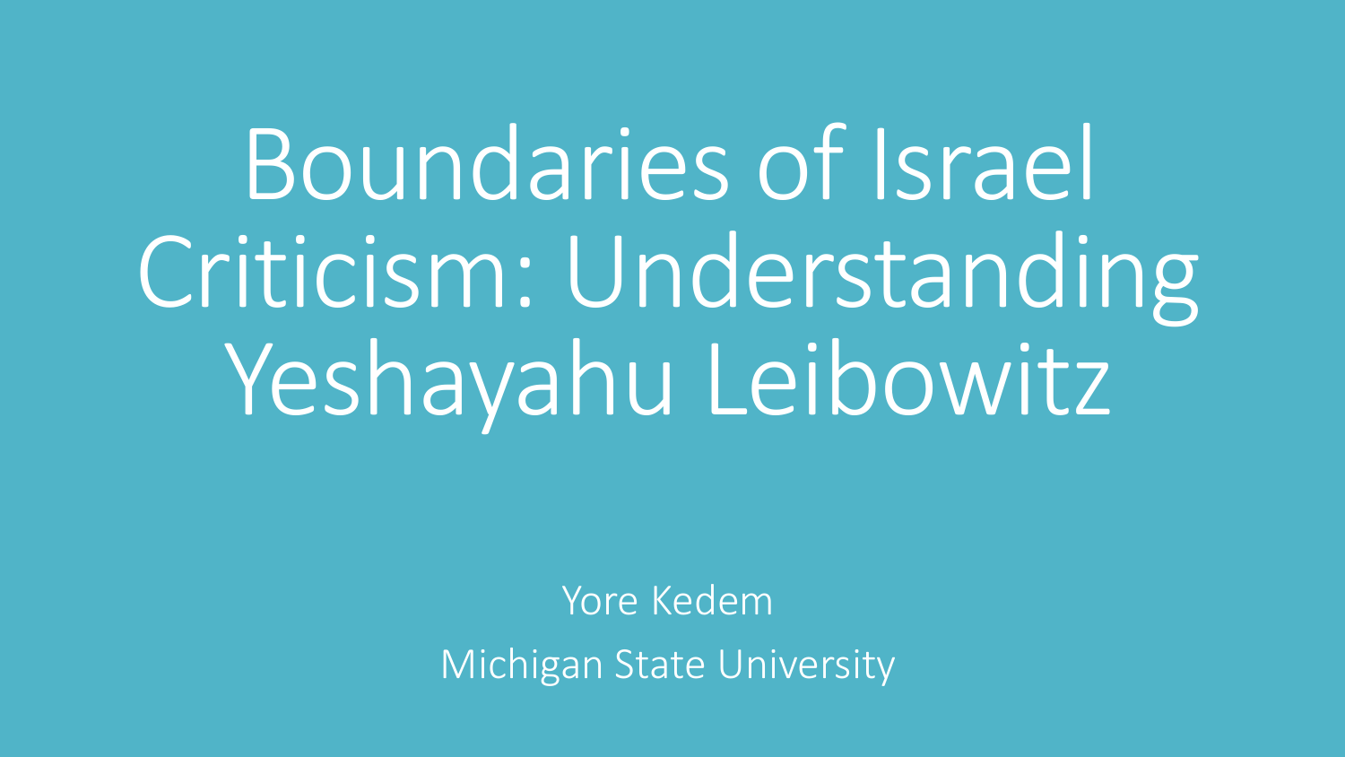# Boundaries of Israel Criticism: Understanding Yeshayahu Leibowitz

Yore Kedem

Michigan State University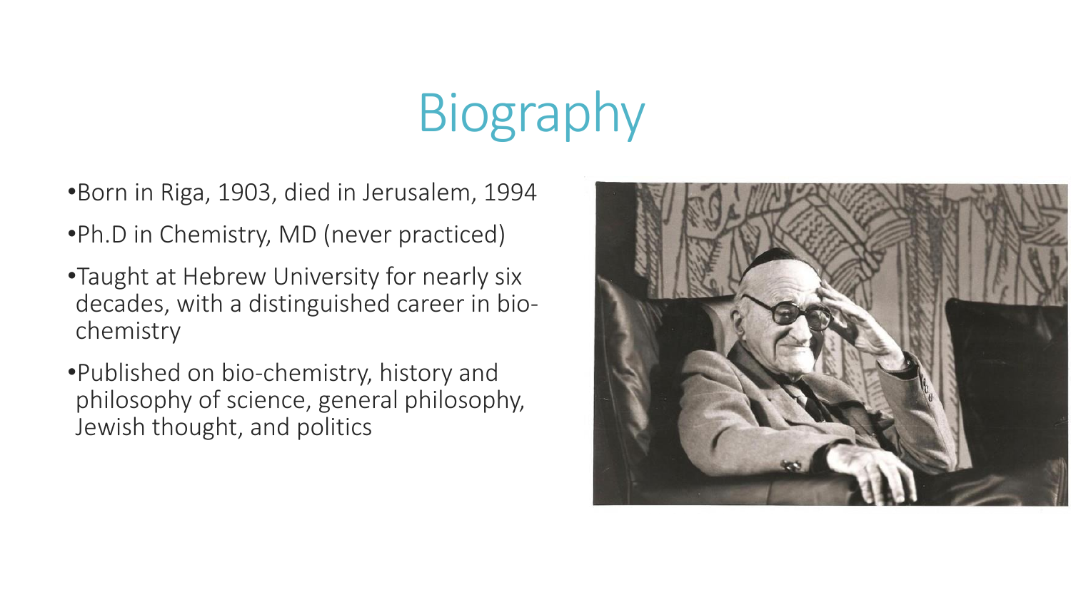# Biography

- Born in Riga, 1903, died in Jerusalem, 1994
- Ph.D in Chemistry, MD (never practiced)
- Taught at Hebrew University for nearly six decades, with a distinguished career in bio-chemistry
- Published on bio-chemistry, history and philosophy of science, general philosophy, Jewish thought, and politics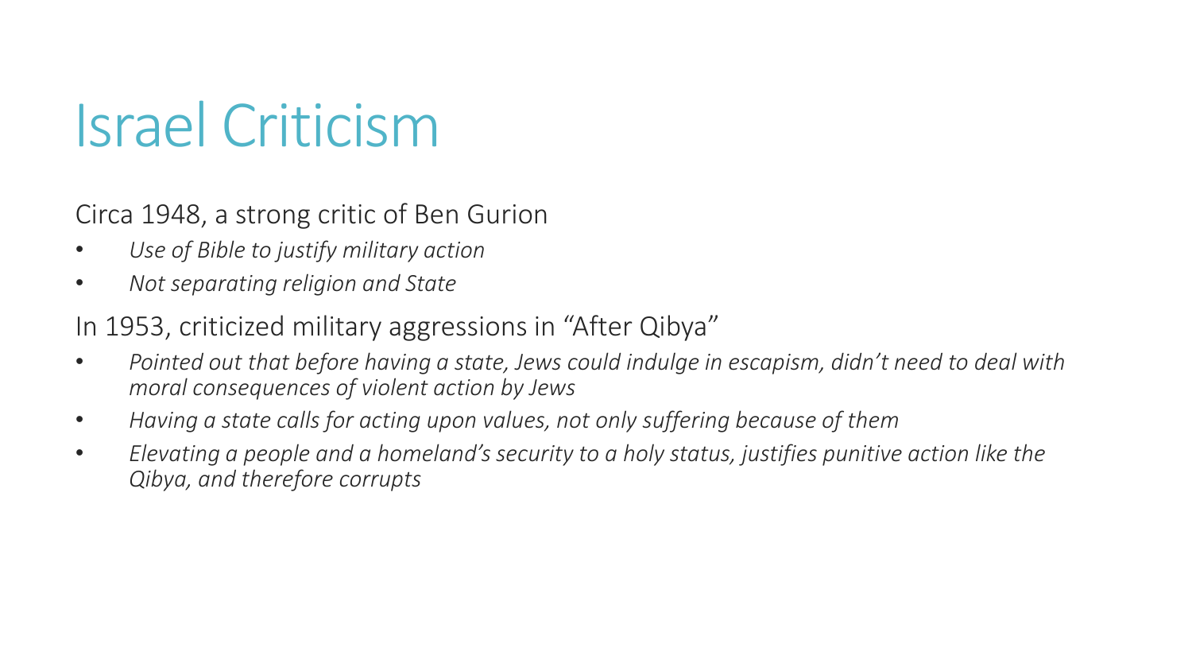# Israel Criticism

Circa 1948, a strong critic of Ben Gurion

- *Use of Bible to justify military action*
- *Not separating religion and State*

In 1953, criticized military aggressions in “After Qibya”

- *Pointed out that before having a state, Jews could indulge in escapism, didn’t need to deal with moral consequences of violent action by Jews*
- *Having a state calls for acting upon values, not only suffering because of them*
- *Elevating a people and a homeland’s security to a holy status, justifies punitive action like the Qibya, and therefore corrupts*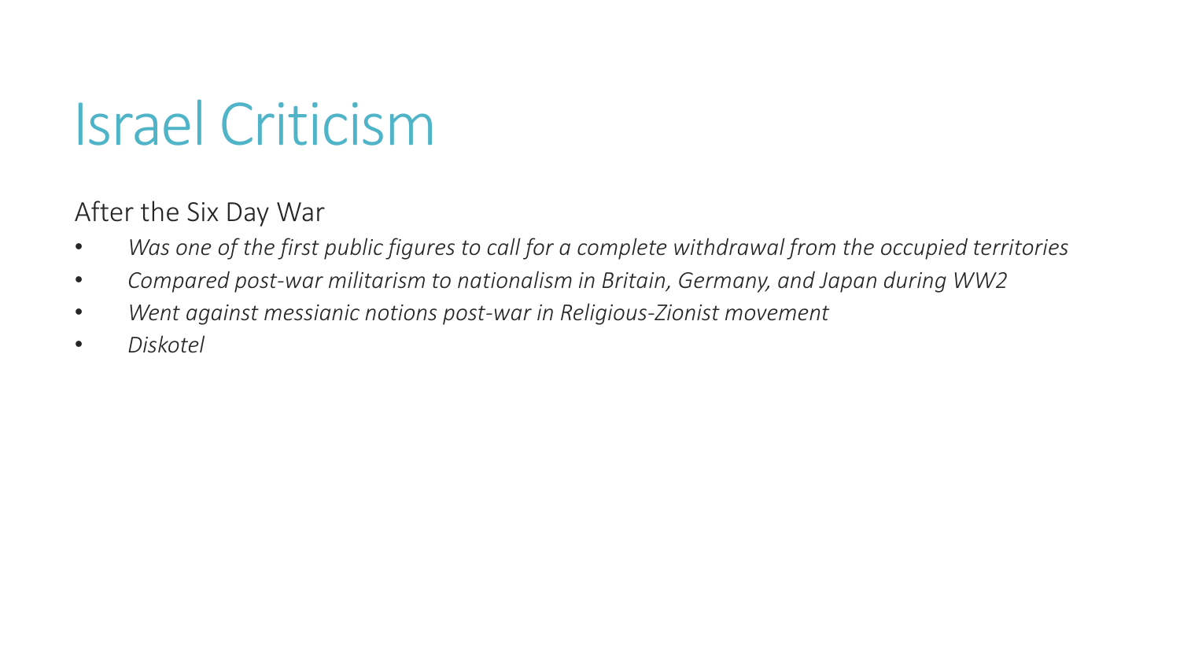# Israel Criticism

After the Six Day War

- *Was one of the first public figures to call for a complete withdrawal from the occupied territories*
- *Compared post-war militarism to nationalism in Britain, Germany, and Japan during WW2*
- *Went against messianic notions post-war in Religious-Zionist movement*
- *Diskotel*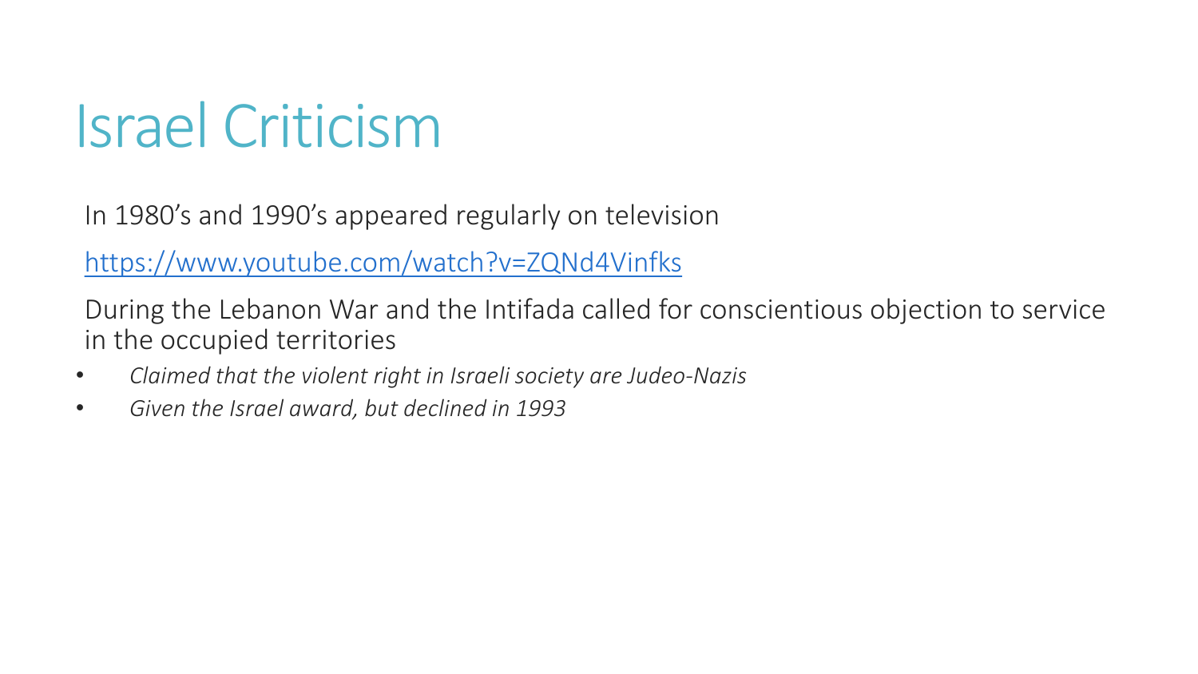# Israel Criticism

In 1980's and 1990's appeared regularly on television

https://www.youtube.com/watch?v=ZQNd4Vinfks

During the Lebanon War and the Intifada called for conscientious objection to service in the occupied territories

- *Claimed that the violent right in Israeli society are Judeo-Nazis*
- *Given the Israel award, but declined in 1993*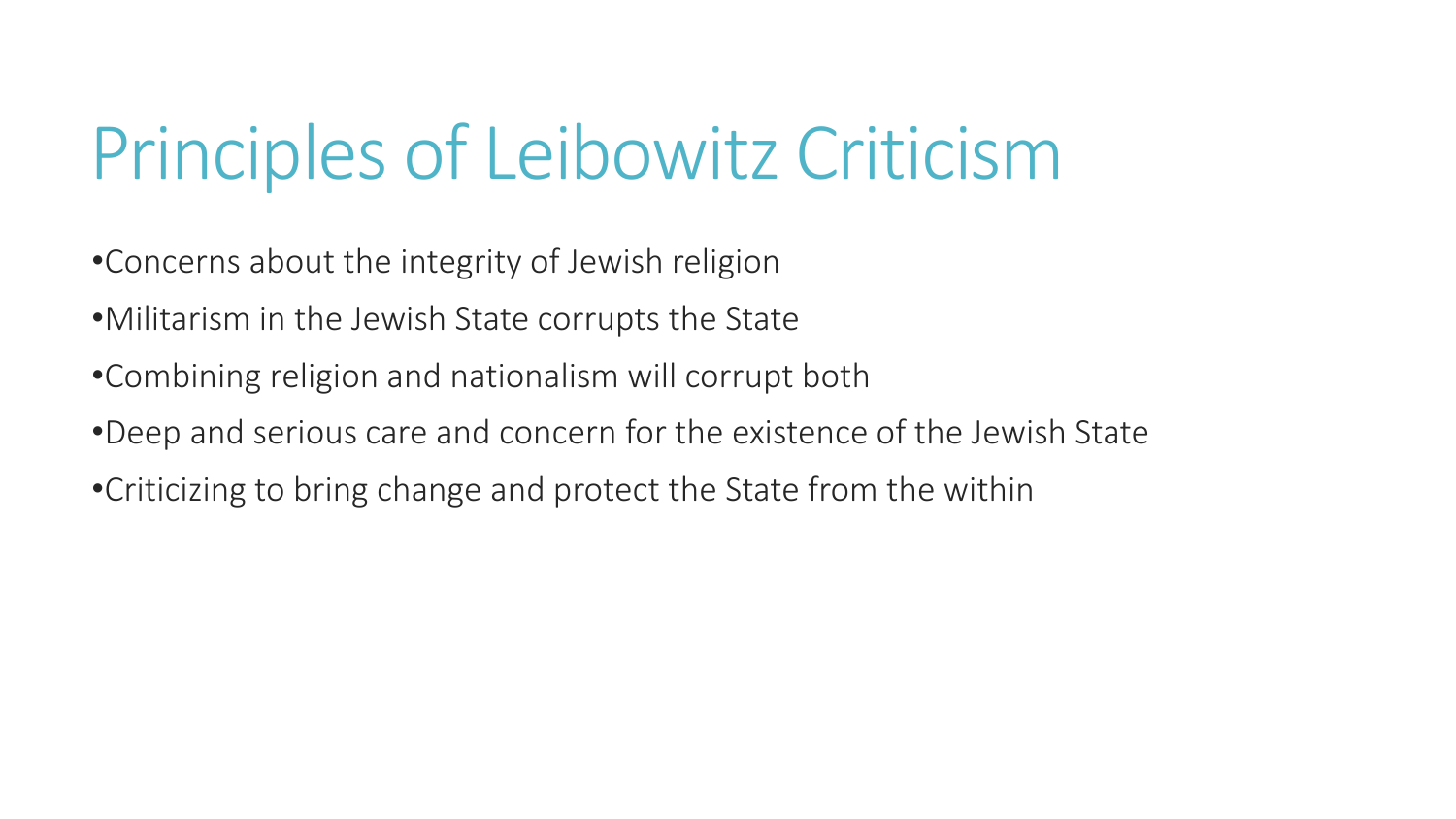# Principles of Leibowitz Criticism

- Concerns about the integrity of Jewish religion
- Militarism in the Jewish State corrupts the State
- Combining religion and nationalism will corrupt both
- Deep and serious care and concern for the existence of the Jewish State
- Criticizing to bring change and protect the State from the within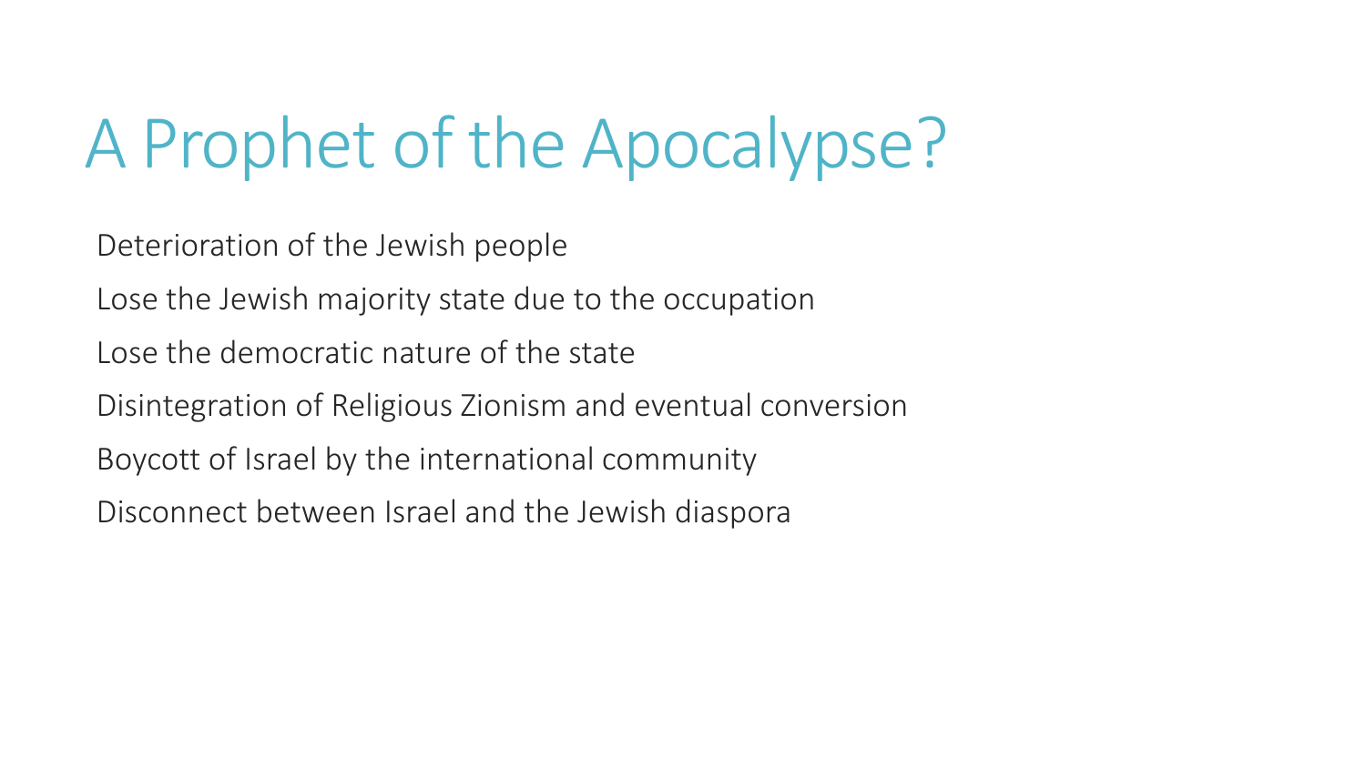# A Prophet of the Apocalypse?

Deterioration of the Jewish people

Lose the Jewish majority state due to the occupation

Lose the democratic nature of the state

Disintegration of Religious Zionism and eventual conversion

Boycott of Israel by the international community

Disconnect between Israel and the Jewish diaspora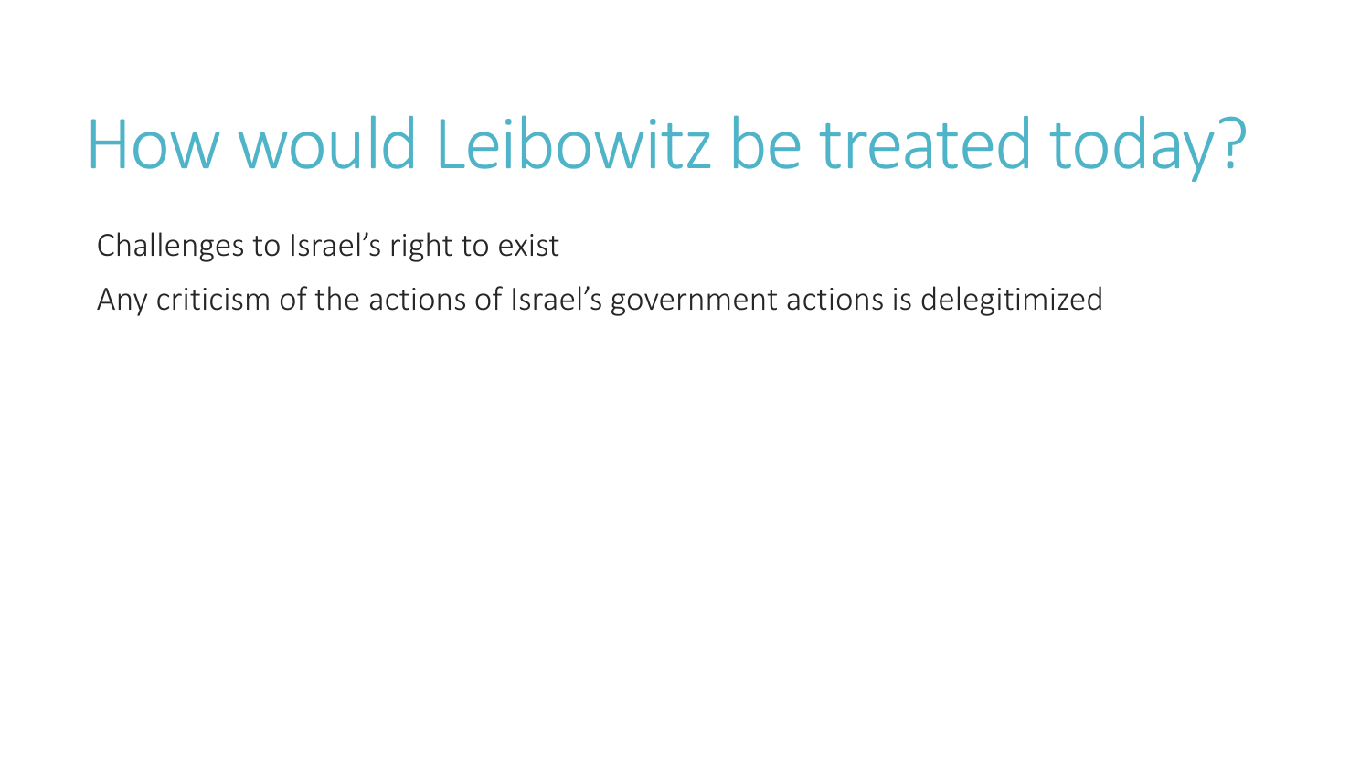# How would Leibowitz be treated today?

Challenges to Israel's right to exist

Any criticism of the actions of Israel's government actions is delegitimized